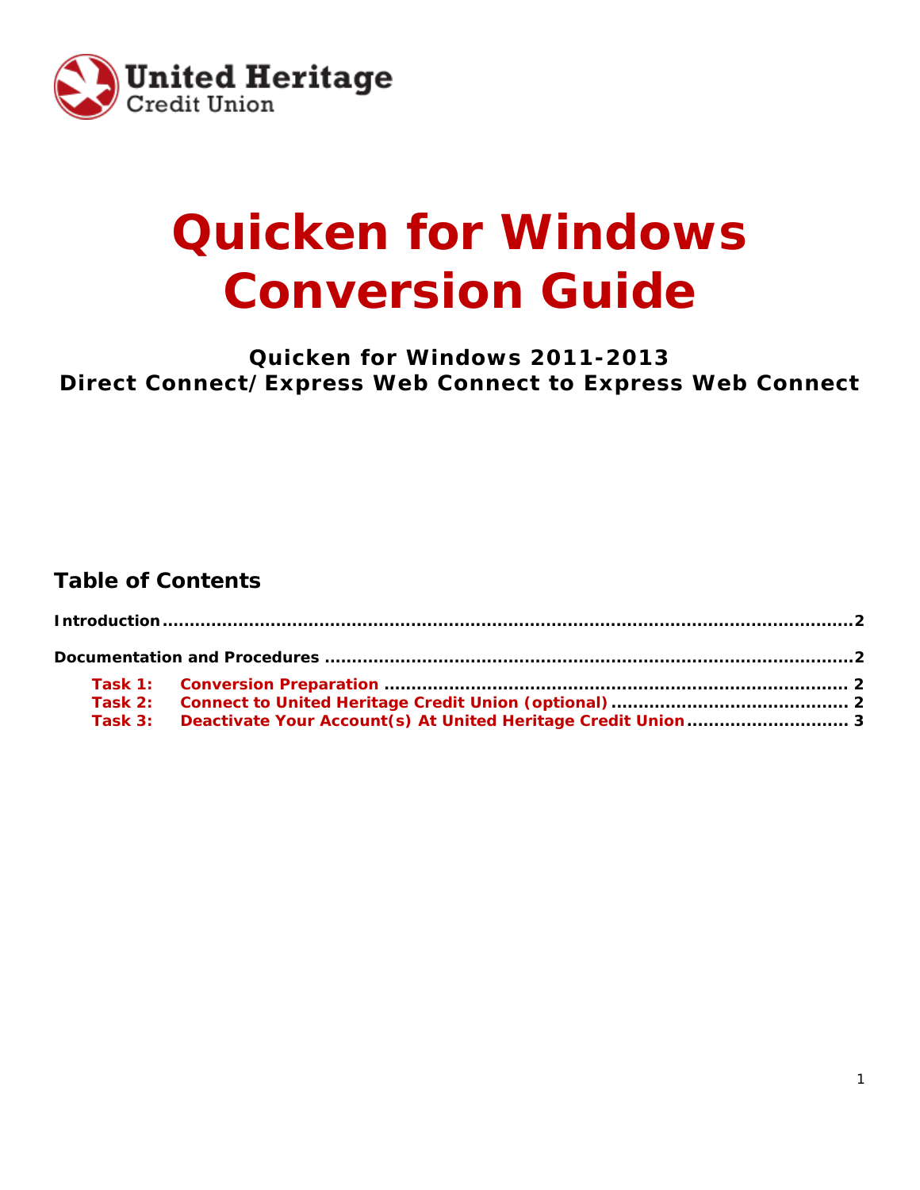United Heritage
Credit Union

# Quicken for Windows Conversion Guide

### Quicken for Windows 2011-2013
### Direct Connect/Express Web Connect to Express Web Connect

## Table of Contents

**Introduction** .......................................................................................................................2

**Documentation and Procedures** ........................................................................................2

- **Task 1: Conversion Preparation** ........................................................................ 2
- **Task 2: Connect to United Heritage Credit Union (optional)** ............................................ 2
- **Task 3: Deactivate Your Account(s) At United Heritage Credit Union** ............................. 3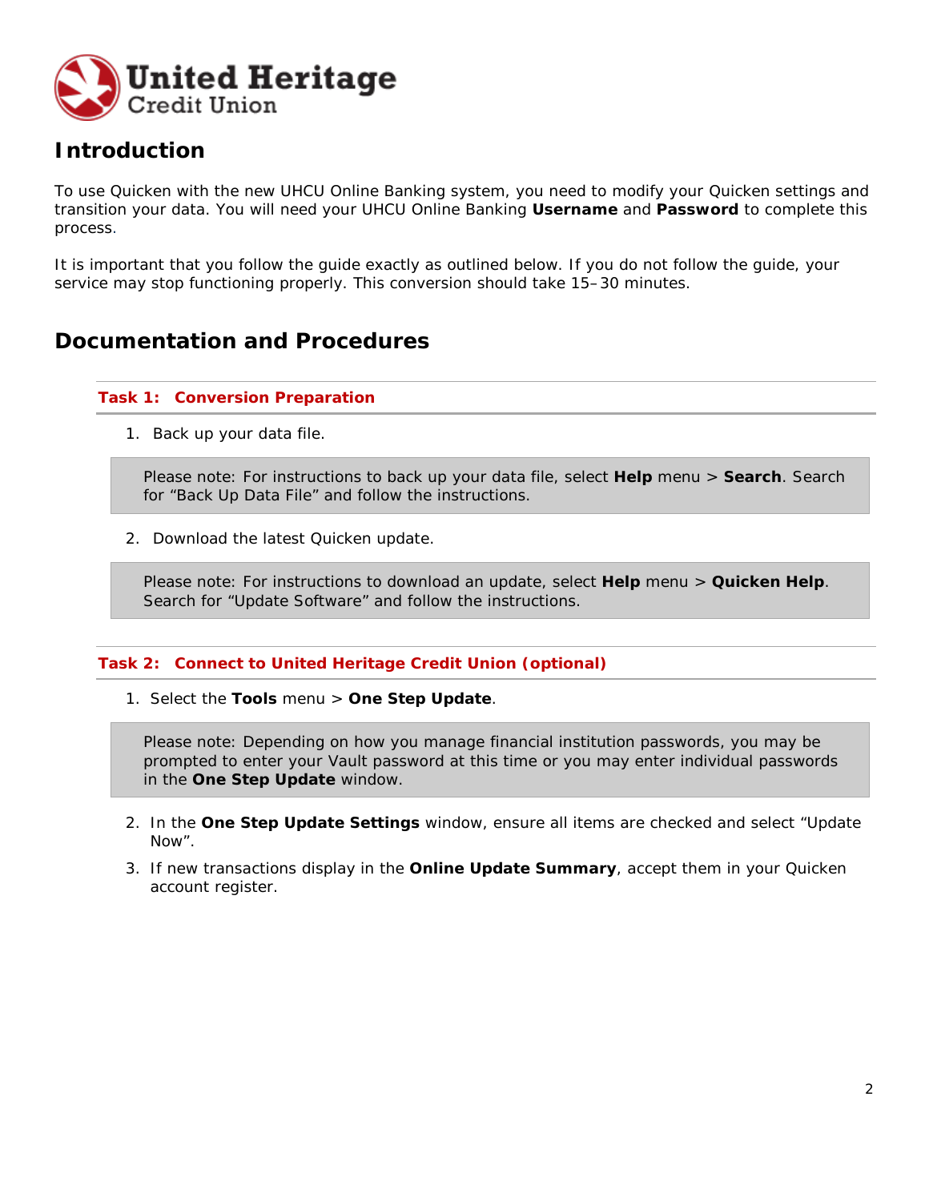United Heritage Credit Union

# Introduction

To use Quicken with the new UHCU Online Banking system, you need to modify your Quicken settings and transition your data. You will need your UHCU Online Banking **Username** and **Password** to complete this process.

It is important that you follow the guide exactly as outlined below. If you do not follow the guide, your service may stop functioning properly. This conversion should take 15–30 minutes.

# Documentation and Procedures

## Task 1: Conversion Preparation

1. Back up your data file.

> Please note: For instructions to back up your data file, select **Help** menu > **Search**. Search for “Back Up Data File” and follow the instructions.

2. Download the latest Quicken update.

> Please note: For instructions to download an update, select **Help** menu > **Quicken Help**. Search for “Update Software” and follow the instructions.

## Task 2: Connect to United Heritage Credit Union (optional)

1. Select the **Tools** menu > **One Step Update**.

> Please note: Depending on how you manage financial institution passwords, you may be prompted to enter your Vault password at this time or you may enter individual passwords in the **One Step Update** window.

2. In the **One Step Update Settings** window, ensure all items are checked and select “Update Now”.
3. If new transactions display in the **Online Update Summary**, accept them in your Quicken account register.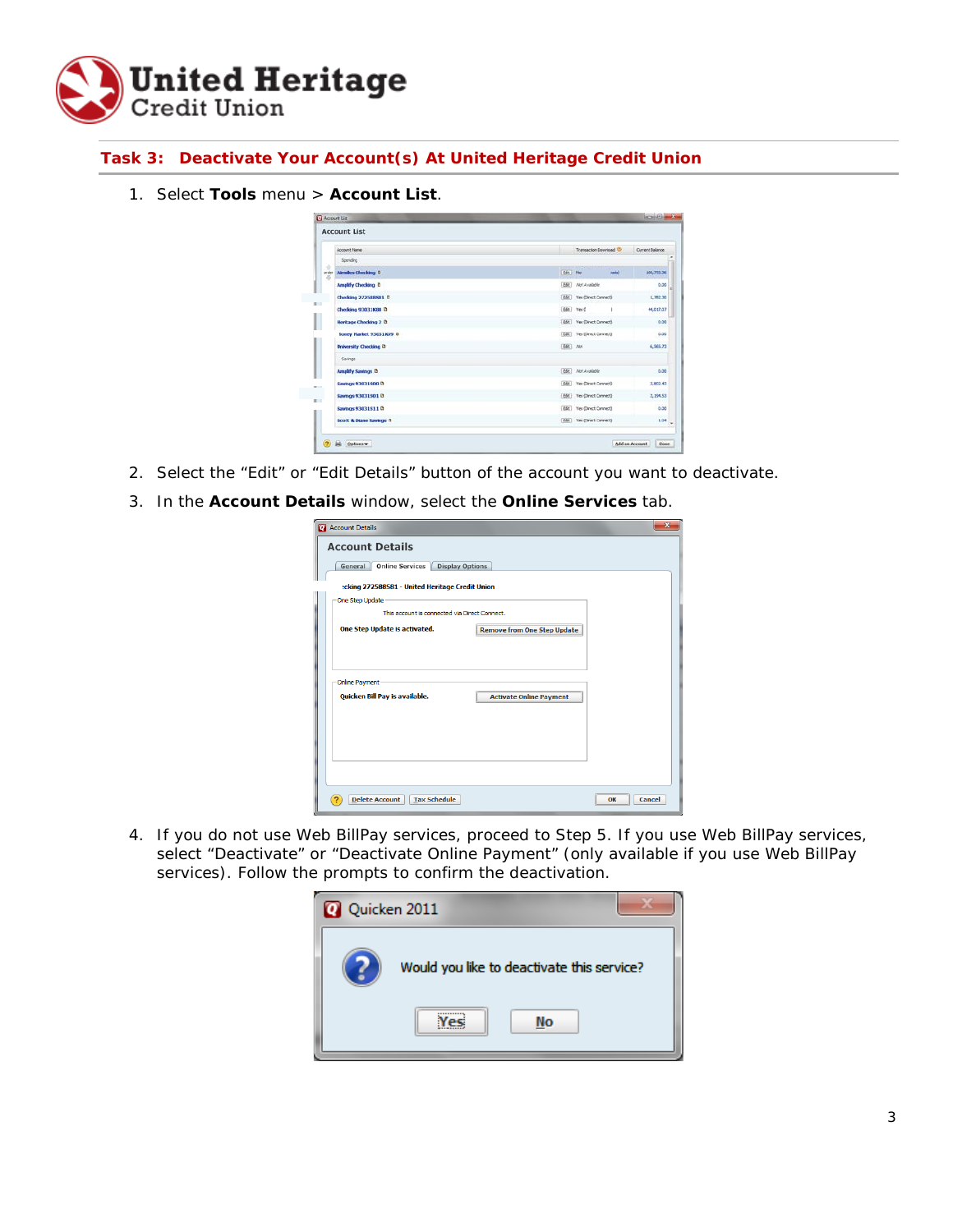## Task 3: Deactivate Your Account(s) At United Heritage Credit Union

1. Select **Tools** menu > **Account List**.

2. Select the "Edit" or "Edit Details" button of the account you want to deactivate.

3. In the **Account Details** window, select the **Online Services** tab.

4. If you do not use Web BillPay services, proceed to Step 5. If you use Web BillPay services, select "Deactivate" or "Deactivate Online Payment" (only available if you use Web BillPay services). Follow the prompts to confirm the deactivation.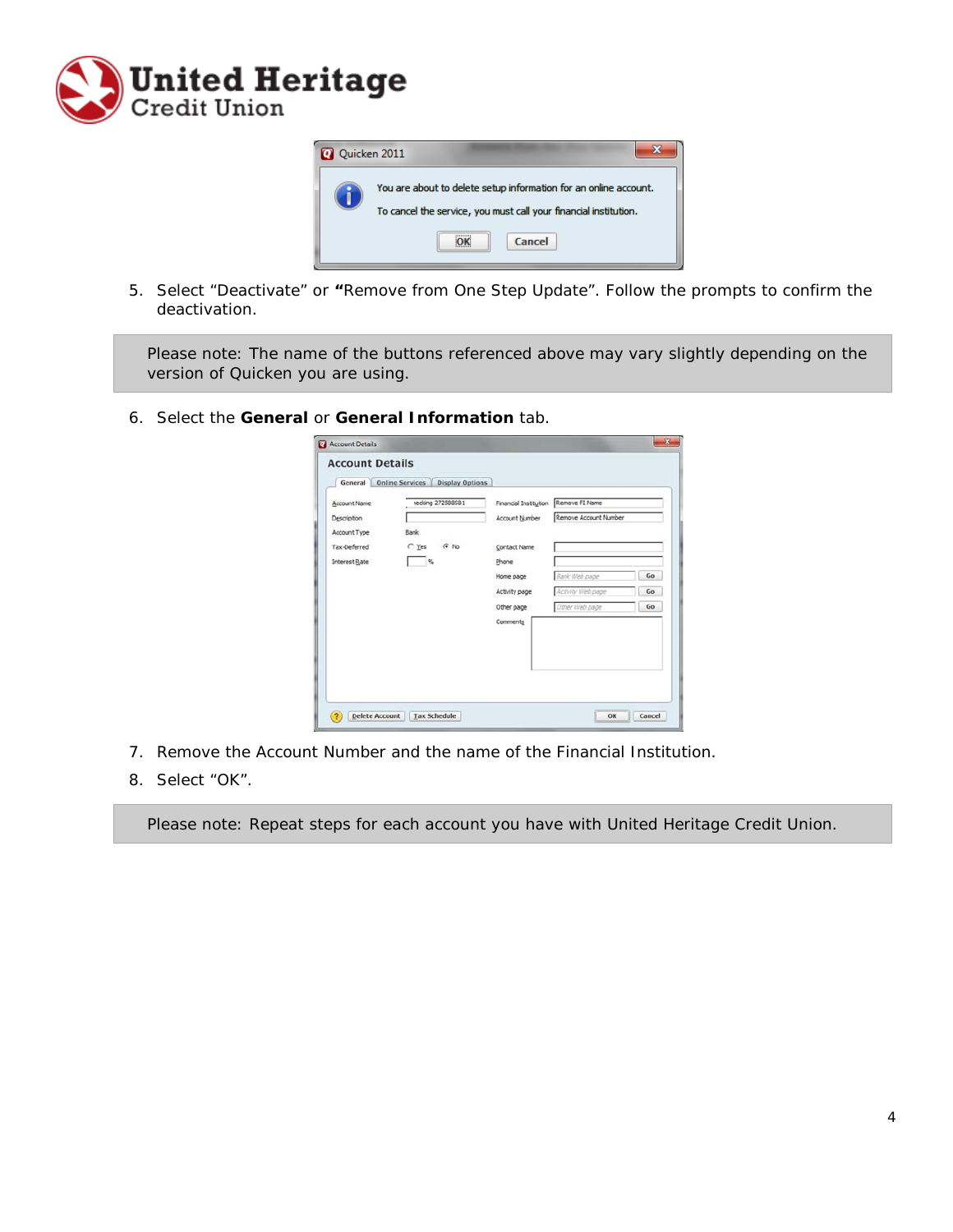5. Select "Deactivate" or **"**Remove from One Step Update". Follow the prompts to confirm the deactivation.

> Please note: The name of the buttons referenced above may vary slightly depending on the version of Quicken you are using.

6. Select the **General** or **General Information** tab.

7. Remove the Account Number and the name of the Financial Institution.
8. Select "OK".

> Please note: Repeat steps for each account you have with United Heritage Credit Union.